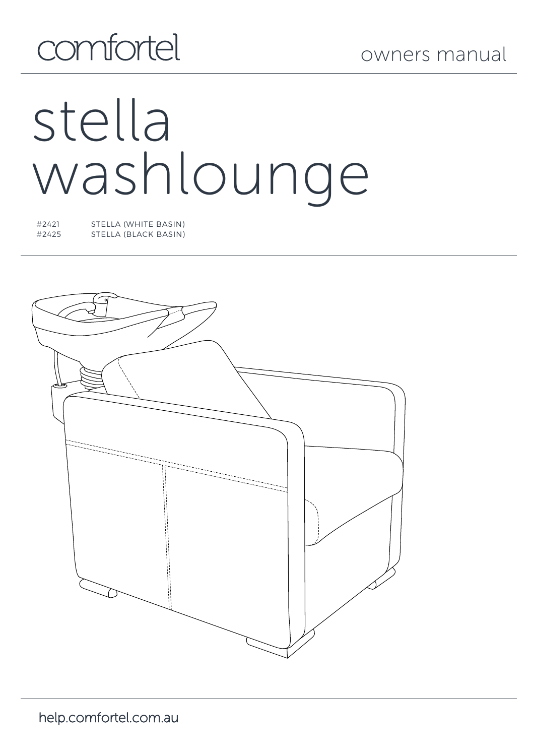comfortel

owners manual

# stella washlounge

| | |
|---|---|
| #2421 | STELLA (WHITE BASIN) |
| #2425 | STELLA (BLACK BASIN) |

help.comfortel.com.au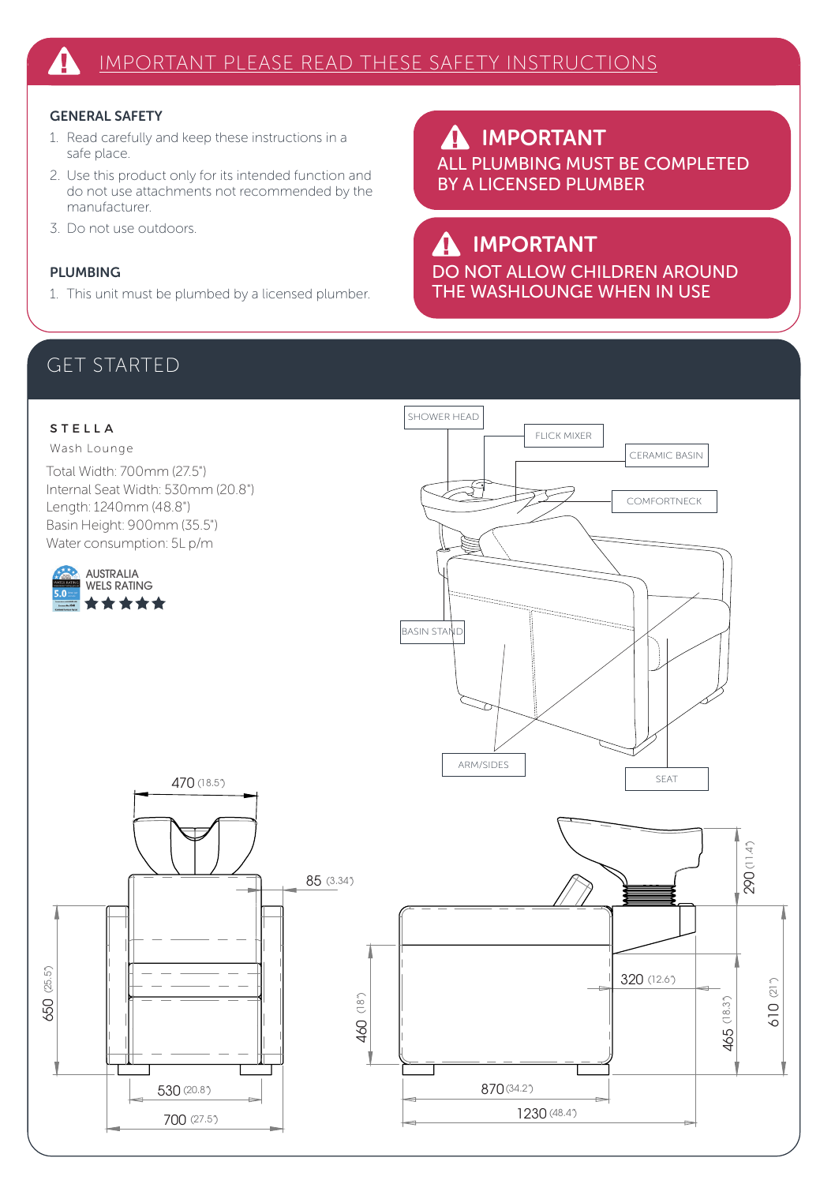# IMPORTANT PLEASE READ THESE SAFETY INSTRUCTIONS

### GENERAL SAFETY

1. Read carefully and keep these instructions in a safe place.
2. Use this product only for its intended function and do not use attachments not recommended by the manufacturer.
3. Do not use outdoors.

### PLUMBING

1. This unit must be plumbed by a licensed plumber.

**IMPORTANT**
**ALL PLUMBING MUST BE COMPLETED BY A LICENSED PLUMBER**

**IMPORTANT**
**DO NOT ALLOW CHILDREN AROUND THE WASHLOUNGE WHEN IN USE**

## GET STARTED

**STELLA**

Wash Lounge

Total Width: 700mm (27.5")
Internal Seat Width: 530mm (20.8")
Length: 1240mm (48.8")
Basin Height: 900mm (35.5")
Water consumption: 5L p/m

AUSTRALIA WELS RATING ★★★★★

SHOWER HEAD
FLICK MIXER
CERAMIC BASIN
COMFORTNECK
BASIN STAND
ARM/SIDES
SEAT

470 (18.5")
85 (3.34")
650 (25.5")
530 (20.8")
700 (27.5")
290 (11.4")
320 (12.6")
460 (18")
465 (18.3")
610 (21")
870 (34.2")
1230 (48.4")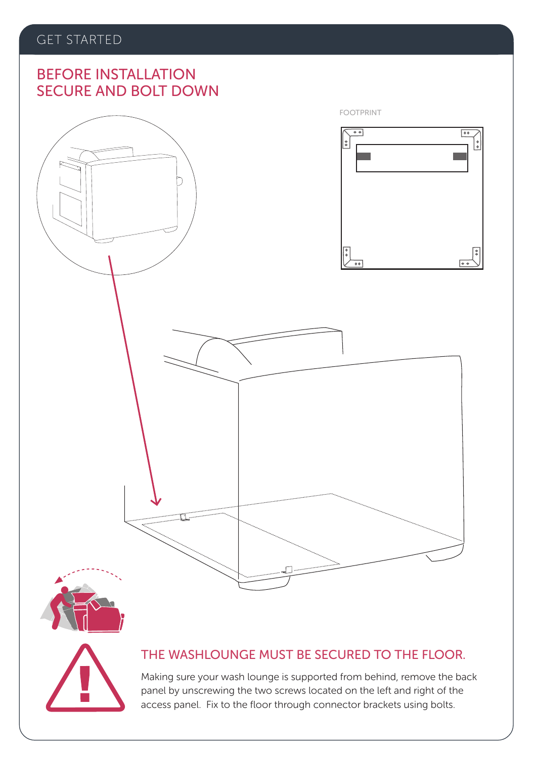# GET STARTED

## BEFORE INSTALLATION SECURE AND BOLT DOWN

FOOTPRINT

### THE WASHLOUNGE MUST BE SECURED TO THE FLOOR.

Making sure your wash lounge is supported from behind, remove the back panel by unscrewing the two screws located on the left and right of the access panel. Fix to the floor through connector brackets using bolts.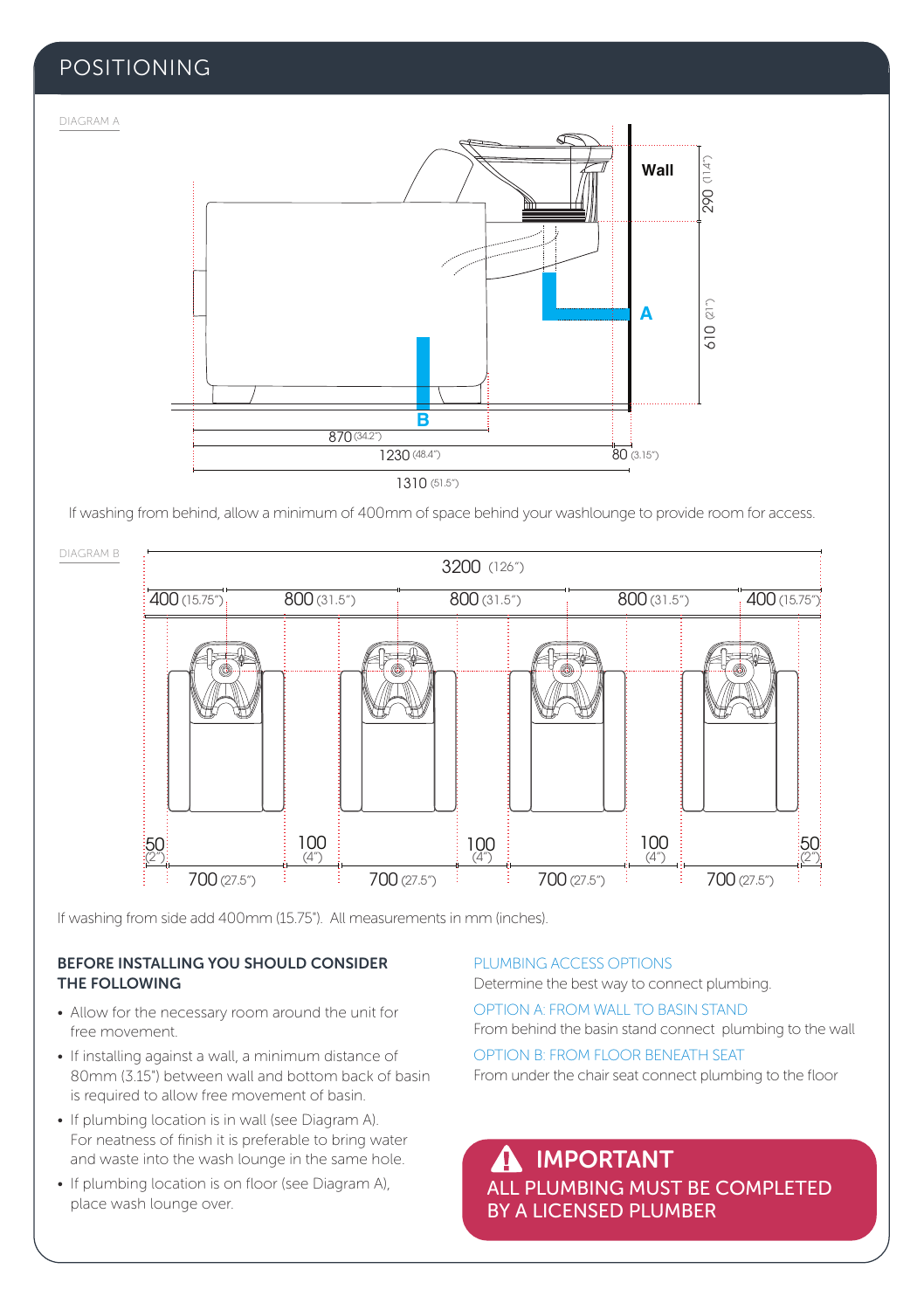# POSITIONING

DIAGRAM A

Wall

A

B

290 (11.4")

610 (21")

870 (34.2")

1230 (48.4")

80 (3.15")

1310 (51.5")

If washing from behind, allow a minimum of 400mm of space behind your washlounge to provide room for access.

DIAGRAM B

3200 (126")

400 (15.75") | 800 (31.5") | 800 (31.5") | 800 (31.5") | 400 (15.75")

50 (2") | 700 (27.5") | 100 (4") | 700 (27.5") | 100 (4") | 700 (27.5") | 100 (4") | 700 (27.5") | 50 (2")

If washing from side add 400mm (15.75"). All measurements in mm (inches).

### BEFORE INSTALLING YOU SHOULD CONSIDER THE FOLLOWING

- Allow for the necessary room around the unit for free movement.
- If installing against a wall, a minimum distance of 80mm (3.15") between wall and bottom back of basin is required to allow free movement of basin.
- If plumbing location is in wall (see Diagram A). For neatness of finish it is preferable to bring water and waste into the wash lounge in the same hole.
- If plumbing location is on floor (see Diagram A), place wash lounge over.

### PLUMBING ACCESS OPTIONS

Determine the best way to connect plumbing.

**OPTION A: FROM WALL TO BASIN STAND**

From behind the basin stand connect plumbing to the wall

**OPTION B: FROM FLOOR BENEATH SEAT**

From under the chair seat connect plumbing to the floor

**⚠ IMPORTANT**

**ALL PLUMBING MUST BE COMPLETED BY A LICENSED PLUMBER**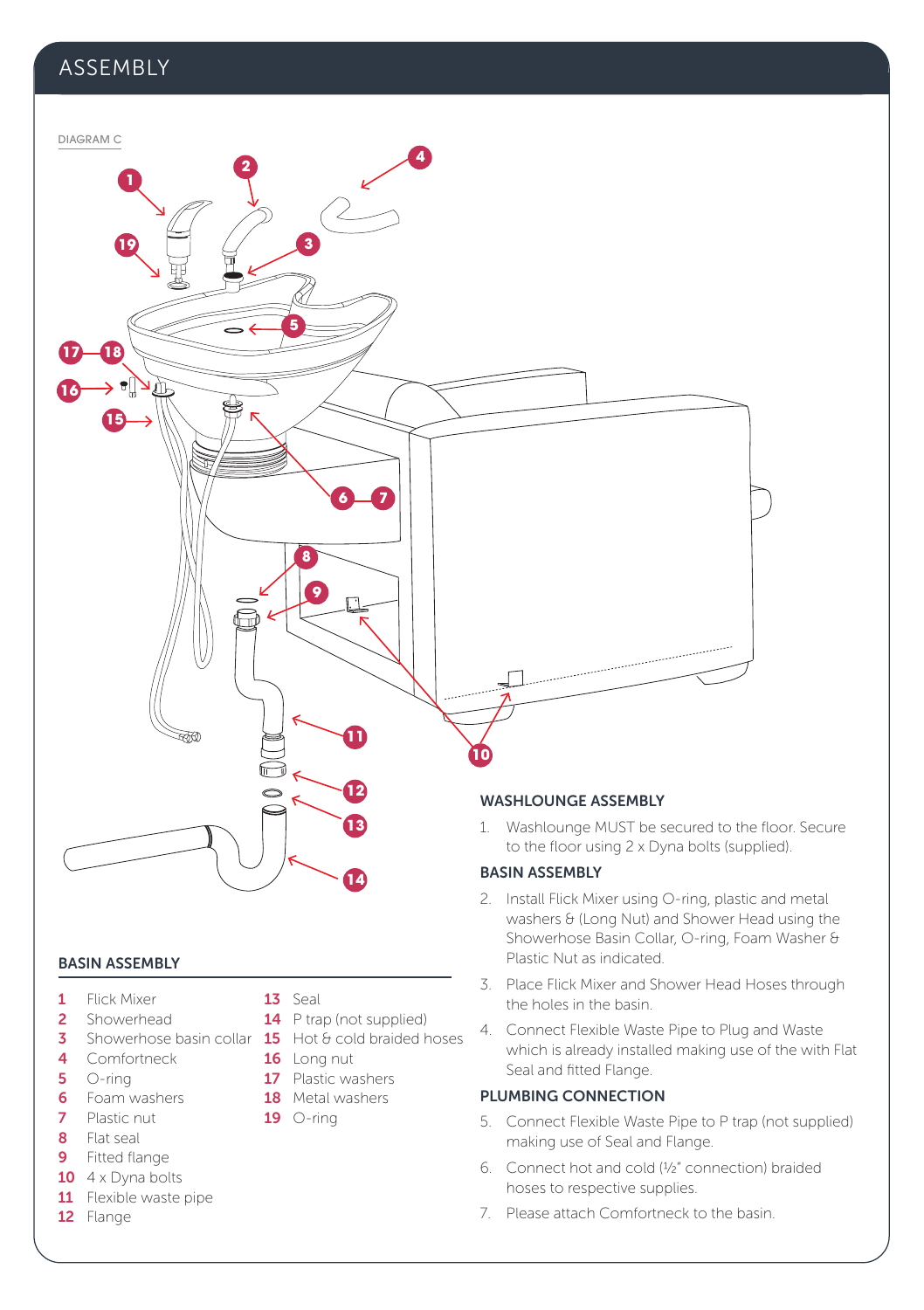# ASSEMBLY

DIAGRAM C

## BASIN ASSEMBLY

1 Flick Mixer
2 Showerhead
3 Showerhose basin collar
4 Comfortneck
5 O-ring
6 Foam washers
7 Plastic nut
8 Flat seal
9 Fitted flange
10 4 x Dyna bolts
11 Flexible waste pipe
12 Flange
13 Seal
14 P trap (not supplied)
15 Hot & cold braided hoses
16 Long nut
17 Plastic washers
18 Metal washers
19 O-ring

### WASHLOUNGE ASSEMBLY

1. Washlounge MUST be secured to the floor. Secure to the floor using 2 x Dyna bolts (supplied).

### BASIN ASSEMBLY

2. Install Flick Mixer using O-ring, plastic and metal washers & (Long Nut) and Shower Head using the Showerhose Basin Collar, O-ring, Foam Washer & Plastic Nut as indicated.
3. Place Flick Mixer and Shower Head Hoses through the holes in the basin.
4. Connect Flexible Waste Pipe to Plug and Waste which is already installed making use of the with Flat Seal and fitted Flange.

### PLUMBING CONNECTION

5. Connect Flexible Waste Pipe to P trap (not supplied) making use of Seal and Flange.
6. Connect hot and cold (½" connection) braided hoses to respective supplies.
7. Please attach Comfortneck to the basin.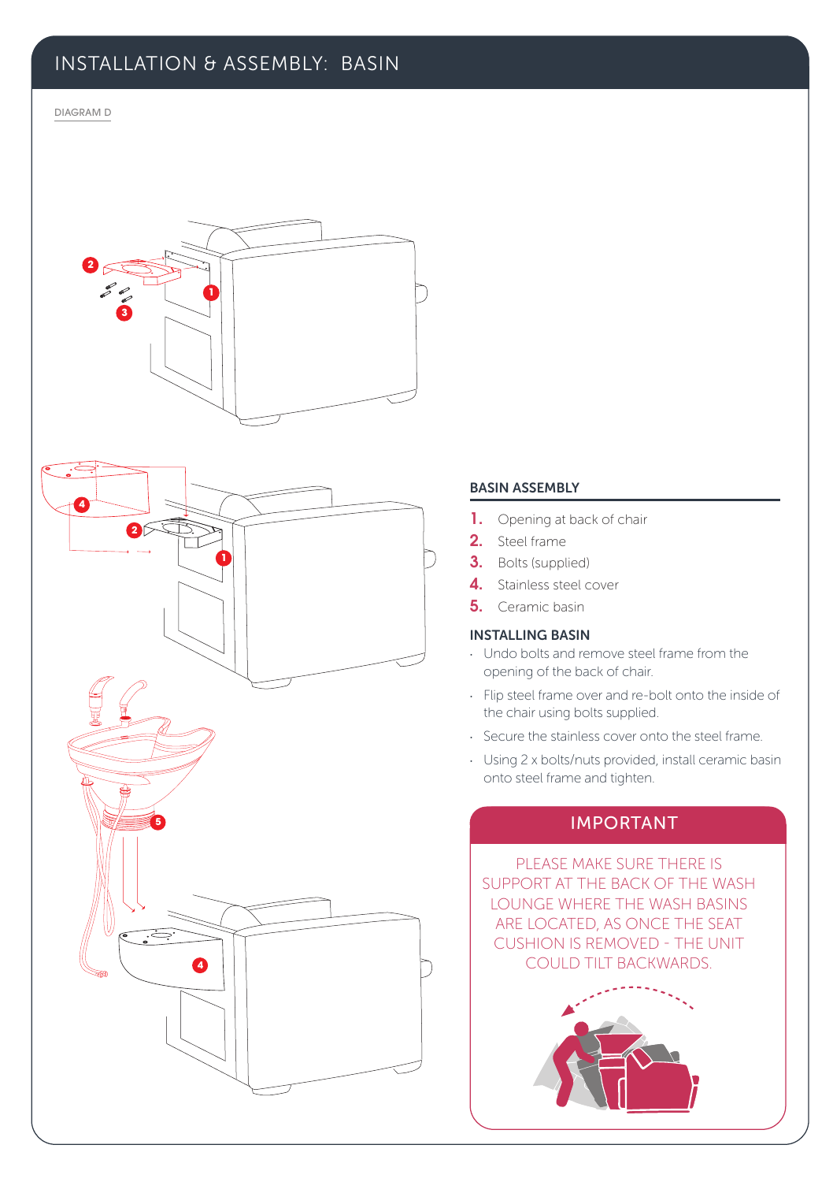# INSTALLATION & ASSEMBLY: BASIN

DIAGRAM D

## BASIN ASSEMBLY

1. Opening at back of chair
2. Steel frame
3. Bolts (supplied)
4. Stainless steel cover
5. Ceramic basin

### INSTALLING BASIN

- Undo bolts and remove steel frame from the opening of the back of chair.
- Flip steel frame over and re-bolt onto the inside of the chair using bolts supplied.
- Secure the stainless cover onto the steel frame.
- Using 2 x bolts/nuts provided, install ceramic basin onto steel frame and tighten.

### IMPORTANT

PLEASE MAKE SURE THERE IS SUPPORT AT THE BACK OF THE WASH LOUNGE WHERE THE WASH BASINS ARE LOCATED, AS ONCE THE SEAT CUSHION IS REMOVED - THE UNIT COULD TILT BACKWARDS.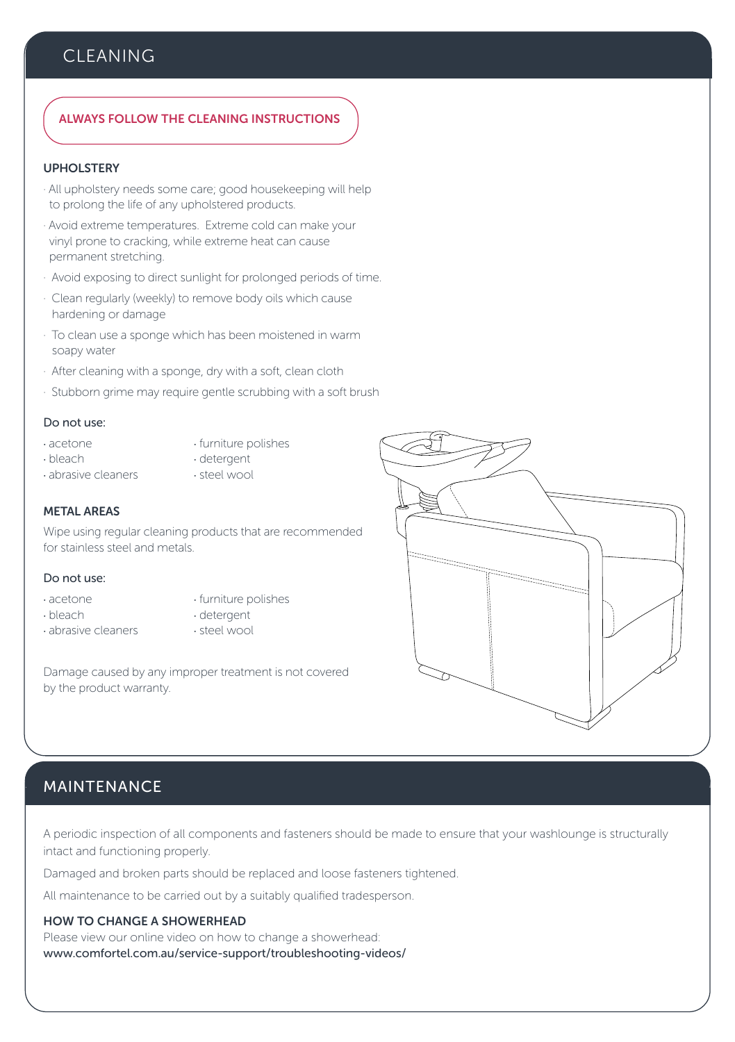# CLEANING

**ALWAYS FOLLOW THE CLEANING INSTRUCTIONS**

### UPHOLSTERY

- All upholstery needs some care; good housekeeping will help to prolong the life of any upholstered products.
- Avoid extreme temperatures. Extreme cold can make your vinyl prone to cracking, while extreme heat can cause permanent stretching.
- Avoid exposing to direct sunlight for prolonged periods of time.
- Clean regularly (weekly) to remove body oils which cause hardening or damage
- To clean use a sponge which has been moistened in warm soapy water
- After cleaning with a sponge, dry with a soft, clean cloth
- Stubborn grime may require gentle scrubbing with a soft brush

Do not use:

- acetone
- bleach
- abrasive cleaners
- furniture polishes
- detergent
- steel wool

### METAL AREAS

Wipe using regular cleaning products that are recommended for stainless steel and metals.

Do not use:

- acetone
- bleach
- abrasive cleaners
- furniture polishes
- detergent
- steel wool

Damage caused by any improper treatment is not covered by the product warranty.

# MAINTENANCE

A periodic inspection of all components and fasteners should be made to ensure that your washlounge is structurally intact and functioning properly.

Damaged and broken parts should be replaced and loose fasteners tightened.

All maintenance to be carried out by a suitably qualified tradesperson.

### HOW TO CHANGE A SHOWERHEAD

Please view our online video on how to change a showerhead:
www.comfortel.com.au/service-support/troubleshooting-videos/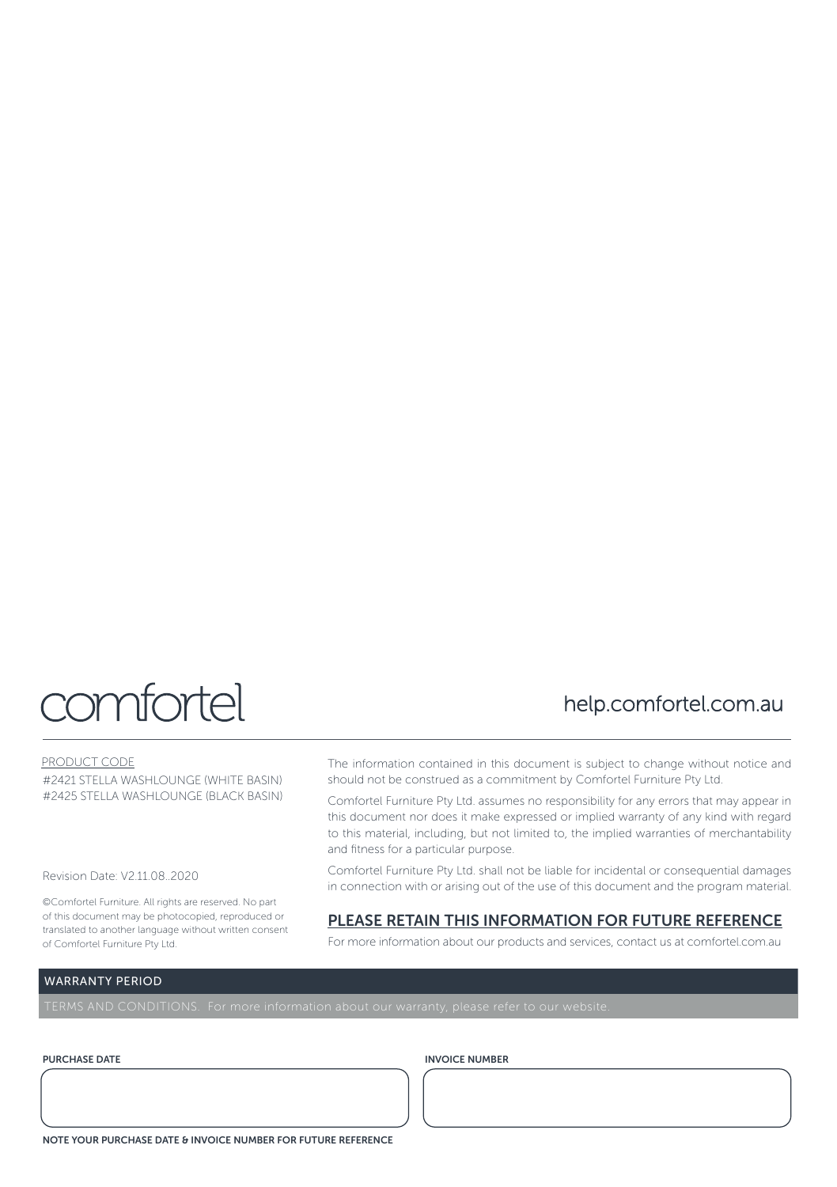comfortel

help.comfortel.com.au

PRODUCT CODE

#2421 STELLA WASHLOUNGE (WHITE BASIN)
#2425 STELLA WASHLOUNGE (BLACK BASIN)

Revision Date: V2.11.08..2020

©Comfortel Furniture. All rights are reserved. No part of this document may be photocopied, reproduced or translated to another language without written consent of Comfortel Furniture Pty Ltd.

The information contained in this document is subject to change without notice and should not be construed as a commitment by Comfortel Furniture Pty Ltd.

Comfortel Furniture Pty Ltd. assumes no responsibility for any errors that may appear in this document nor does it make expressed or implied warranty of any kind with regard to this material, including, but not limited to, the implied warranties of merchantability and fitness for a particular purpose.

Comfortel Furniture Pty Ltd. shall not be liable for incidental or consequential damages in connection with or arising out of the use of this document and the program material.

## PLEASE RETAIN THIS INFORMATION FOR FUTURE REFERENCE

For more information about our products and services, contact us at comfortel.com.au

### WARRANTY PERIOD

TERMS AND CONDITIONS. For more information about our warranty, please refer to our website.

**PURCHASE DATE**

**INVOICE NUMBER**

**NOTE YOUR PURCHASE DATE & INVOICE NUMBER FOR FUTURE REFERENCE**